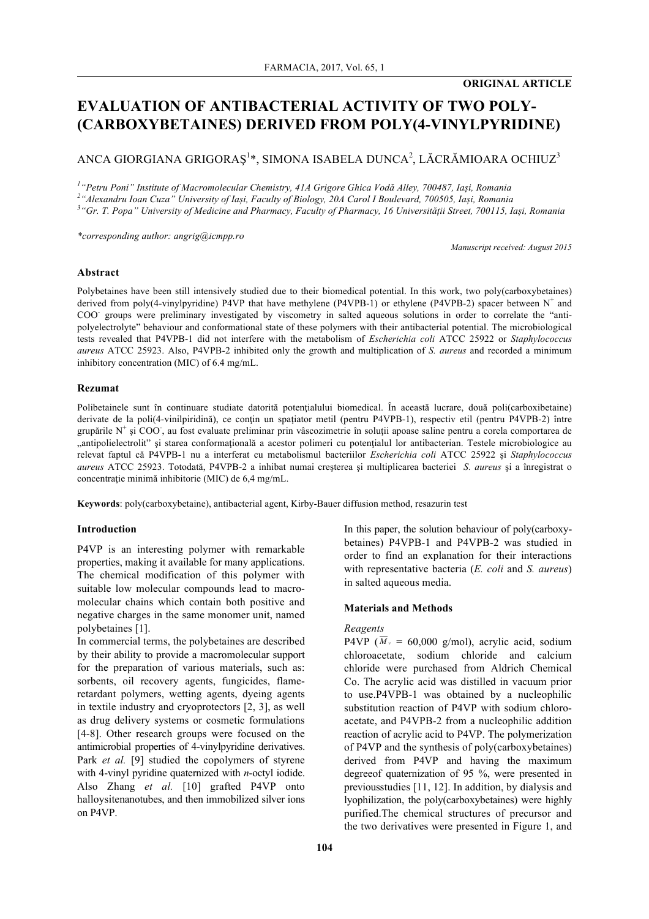**ORIGINAL ARTICLE**

# EVALUATION OF ANTIBACTERIAL ACTIVITY OF TWO POLY-(CARBOXYBETAINES) DERIVED FROM POLY(4-VINYLPYRIDINE)

ANCA GIORGIANA GRIGORAŞ[1]*, SIMONA ISABELA DUNCA[2], LĂCRĂMIOARA OCHIUZ[3]

[1] *"Petru Poni" Institute of Macromolecular Chemistry, 41A Grigore Ghica Vodă Alley, 700487, Iaşi, Romania*
[2] *"Alexandru Ioan Cuza" University of Iaşi, Faculty of Biology, 20A Carol I Boulevard, 700505, Iaşi, Romania*
[3] *"Gr. T. Popa" University of Medicine and Pharmacy, Faculty of Pharmacy, 16 Universităţii Street, 700115, Iaşi, Romania*

*\*corresponding author: angrig@icmpp.ro*

*Manuscript received: August 2015*

### Abstract

Polybetaines have been still intensively studied due to their biomedical potential. In this work, two poly(carboxybetaines) derived from poly(4-vinylpyridine) P4VP that have methylene (P4VPB-1) or ethylene (P4VPB-2) spacer between $N^+$ and $COO^-$ groups were preliminary investigated by viscometry in salted aqueous solutions in order to correlate the "anti-polyelectrolyte" behaviour and conformational state of these polymers with their antibacterial potential. The microbiological tests revealed that P4VPB-1 did not interfere with the metabolism of *Escherichia coli* ATCC 25922 or *Staphylococcus aureus* ATCC 25923. Also, P4VPB-2 inhibited only the growth and multiplication of *S. aureus* and recorded a minimum inhibitory concentration (MIC) of 6.4 mg/mL.

### Rezumat

Polibetainele sunt în continuare studiate datorită potenţialului biomedical. În această lucrare, două poli(carboxibetaine) derivate de la poli(4-vinilpiridină), ce conţin un spaţiator metil (pentru P4VPB-1), respectiv etil (pentru P4VPB-2) între grupările $N^+$ şi $COO^-$, au fost evaluate preliminar prin vâscozimetrie în soluţii apoase saline pentru a corela comportarea de „antipolielectrolit" şi starea conformaţională a acestor polimeri cu potenţialul lor antibacterian. Testele microbiologice au relevat faptul că P4VPB-1 nu a interferat cu metabolismul bacteriilor *Escherichia coli* ATCC 25922 şi *Staphylococcus aureus* ATCC 25923. Totodată, P4VPB-2 a inhibat numai creşterea şi multiplicarea bacteriei *S. aureus* şi a înregistrat o concentraţie minimă inhibitorie (MIC) de 6,4 mg/mL.

**Keywords**: poly(carboxybetaine), antibacterial agent, Kirby-Bauer diffusion method, resazurin test

### Introduction

P4VP is an interesting polymer with remarkable properties, making it available for many applications. The chemical modification of this polymer with suitable low molecular compounds lead to macromolecular chains which contain both positive and negative charges in the same monomer unit, named polybetaines [1].

In commercial terms, the polybetaines are described by their ability to provide a macromolecular support for the preparation of various materials, such as: sorbents, oil recovery agents, fungicides, flame-retardant polymers, wetting agents, dyeing agents in textile industry and cryoprotectors [2, 3], as well as drug delivery systems or cosmetic formulations [4-8]. Other research groups were focused on the antimicrobial properties of 4-vinylpyridine derivatives. Park *et al.* [9] studied the copolymers of styrene with 4-vinyl pyridine quaternized with *n*-octyl iodide. Also Zhang *et al.* [10] grafted P4VP onto halloysitenanotubes, and then immobilized silver ions on P4VP.

In this paper, the solution behaviour of poly(carboxybetaines) P4VPB-1 and P4VPB-2 was studied in order to find an explanation for their interactions with representative bacteria (*E. coli* and *S. aureus*) in salted aqueous media.

### Materials and Methods

*Reagents*

P4VP ($\overline{M}_v$ = 60,000 g/mol), acrylic acid, sodium chloroacetate, sodium chloride and calcium chloride were purchased from Aldrich Chemical Co. The acrylic acid was distilled in vacuum prior to use.P4VPB-1 was obtained by a nucleophilic substitution reaction of P4VP with sodium chloroacetate, and P4VPB-2 from a nucleophilic addition reaction of acrylic acid to P4VP. The polymerization of P4VP and the synthesis of poly(carboxybetaines) derived from P4VP and having the maximum degreeof quaternization of 95 %, were presented in previousstudies [11, 12]. In addition, by dialysis and lyophilization, the poly(carboxybetaines) were highly purified.The chemical structures of precursor and the two derivatives were presented in Figure 1, and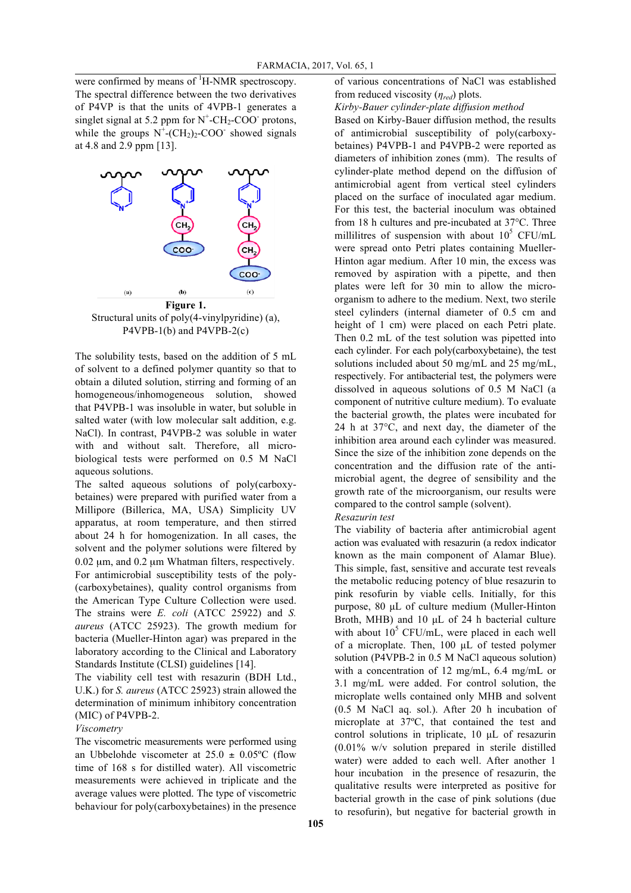were confirmed by means of $^1$H-NMR spectroscopy. The spectral difference between the two derivatives of P4VP is that the units of 4VPB-1 generates a singlet signal at 5.2 ppm for $N^+$-$CH_2$-$COO^-$ protons, while the groups $N^+$-$(CH_2)_2$-$COO^-$ showed signals at 4.8 and 2.9 ppm [13].

**Figure 1.**
Structural units of poly(4-vinylpyridine) (a), P4VPB-1(b) and P4VPB-2(c)

The solubility tests, based on the addition of 5 mL of solvent to a defined polymer quantity so that to obtain a diluted solution, stirring and forming of an homogeneous/inhomogeneous solution, showed that P4VPB-1 was insoluble in water, but soluble in salted water (with low molecular salt addition, e.g. NaCl). In contrast, P4VPB-2 was soluble in water with and without salt. Therefore, all microbiological tests were performed on 0.5 M NaCl aqueous solutions.

The salted aqueous solutions of poly(carboxybetaines) were prepared with purified water from a Millipore (Billerica, MA, USA) Simplicity UV apparatus, at room temperature, and then stirred about 24 h for homogenization. In all cases, the solvent and the polymer solutions were filtered by 0.02 μm, and 0.2 μm Whatman filters, respectively. For antimicrobial susceptibility tests of the poly(carboxybetaines), quality control organisms from the American Type Culture Collection were used. The strains were *E. coli* (ATCC 25922) and *S. aureus* (ATCC 25923). The growth medium for bacteria (Mueller-Hinton agar) was prepared in the laboratory according to the Clinical and Laboratory Standards Institute (CLSI) guidelines [14].

The viability cell test with resazurin (BDH Ltd., U.K.) for *S. aureus* (ATCC 25923) strain allowed the determination of minimum inhibitory concentration (MIC) of P4VPB-2.

*Viscometry*

The viscometric measurements were performed using an Ubbelohde viscometer at 25.0 ± 0.05ºC (flow time of 168 s for distilled water). All viscometric measurements were achieved in triplicate and the average values were plotted. The type of viscometric behaviour for poly(carboxybetaines) in the presence of various concentrations of NaCl was established from reduced viscosity ($\eta_{red}$) plots.

*Kirby-Bauer cylinder-plate diffusion method*

Based on Kirby-Bauer diffusion method, the results of antimicrobial susceptibility of poly(carboxybetaines) P4VPB-1 and P4VPB-2 were reported as diameters of inhibition zones (mm). The results of cylinder-plate method depend on the diffusion of antimicrobial agent from vertical steel cylinders placed on the surface of inoculated agar medium. For this test, the bacterial inoculum was obtained from 18 h cultures and pre-incubated at 37°C. Three millilitres of suspension with about $10^5$ CFU/mL were spread onto Petri plates containing Mueller-Hinton agar medium. After 10 min, the excess was removed by aspiration with a pipette, and then plates were left for 30 min to allow the microorganism to adhere to the medium. Next, two sterile steel cylinders (internal diameter of 0.5 cm and height of 1 cm) were placed on each Petri plate. Then 0.2 mL of the test solution was pipetted into each cylinder. For each poly(carboxybetaine), the test solutions included about 50 mg/mL and 25 mg/mL, respectively. For antibacterial test, the polymers were dissolved in aqueous solutions of 0.5 M NaCl (a component of nutritive culture medium). To evaluate the bacterial growth, the plates were incubated for 24 h at 37°C, and next day, the diameter of the inhibition area around each cylinder was measured. Since the size of the inhibition zone depends on the concentration and the diffusion rate of the antimicrobial agent, the degree of sensibility and the growth rate of the microorganism, our results were compared to the control sample (solvent).

*Resazurin test*

The viability of bacteria after antimicrobial agent action was evaluated with resazurin (a redox indicator known as the main component of Alamar Blue). This simple, fast, sensitive and accurate test reveals the metabolic reducing potency of blue resazurin to pink resofurin by viable cells. Initially, for this purpose, 80 μL of culture medium (Muller-Hinton Broth, MHB) and 10 μL of 24 h bacterial culture with about $10^5$ CFU/mL, were placed in each well of a microplate. Then, 100 μL of tested polymer solution (P4VPB-2 in 0.5 M NaCl aqueous solution) with a concentration of 12 mg/mL, 6.4 mg/mL or 3.1 mg/mL were added. For control solution, the microplate wells contained only MHB and solvent (0.5 M NaCl aq. sol.). After 20 h incubation of microplate at 37ºC, that contained the test and control solutions in triplicate, 10 μL of resazurin (0.01% w/v solution prepared in sterile distilled water) were added to each well. After another 1 hour incubation in the presence of resazurin, the qualitative results were interpreted as positive for bacterial growth in the case of pink solutions (due to resofurin), but negative for bacterial growth in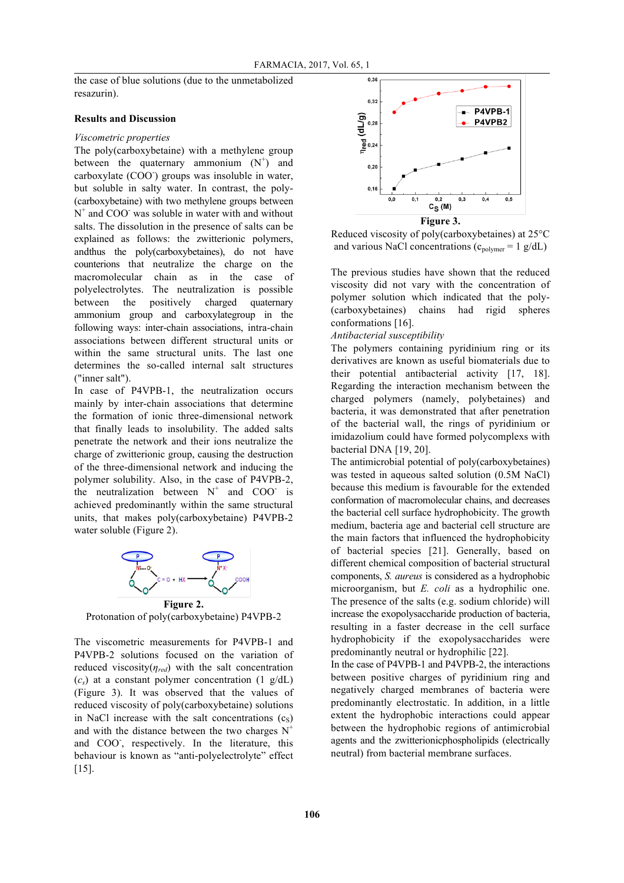the case of blue solutions (due to the unmetabolized resazurin).

## Results and Discussion

*Viscometric properties*

The poly(carboxybetaine) with a methylene group between the quaternary ammonium ($N^+$) and carboxylate ($COO^-$) groups was insoluble in water, but soluble in salty water. In contrast, the poly-(carboxybetaine) with two methylene groups between $N^+$ and $COO^-$ was soluble in water with and without salts. The dissolution in the presence of salts can be explained as follows: the zwitterionic polymers, andthus the poly(carboxybetaines), do not have counterions that neutralize the charge on the macromolecular chain as in the case of polyelectrolytes. The neutralization is possible between the positively charged quaternary ammonium group and carboxylgroup in the following ways: inter-chain associations, intra-chain associations between different structural units or within the same structural units. The last one determines the so-called internal salt structures ("inner salt").

In case of P4VPB-1, the neutralization occurs mainly by inter-chain associations that determine the formation of ionic three-dimensional network that finally leads to insolubility. The added salts penetrate the network and their ions neutralize the charge of zwitterionic group, causing the destruction of the three-dimensional network and inducing the polymer solubility. Also, in the case of P4VPB-2, the neutralization between $N^+$ and $COO^-$ is achieved predominantly within the same structural units, that makes poly(carboxybetaine) P4VPB-2 water soluble (Figure 2).

**Figure 2.**
Protonation of poly(carboxybetaine) P4VPB-2

The viscometric measurements for P4VPB-1 and P4VPB-2 solutions focused on the variation of reduced viscosity($\eta_{red}$) with the salt concentration ($c_s$) at a constant polymer concentration (1 g/dL) (Figure 3). It was observed that the values of reduced viscosity of poly(carboxybetaine) solutions in NaCl increase with the salt concentrations ($c_S$) and with the distance between the two charges $N^+$ and $COO^-$, respectively. In the literature, this behaviour is known as "anti-polyelectrolyte" effect [15].

**Figure 3.**
Reduced viscosity of poly(carboxybetaines) at 25°C and various NaCl concentrations ($c_{polymer}$ = 1 g/dL)

The previous studies have shown that the reduced viscosity did not vary with the concentration of polymer solution which indicated that the poly-(carboxybetaines) chains had rigid spheres conformations [16].

*Antibacterial susceptibility*

The polymers containing pyridinium ring or its derivatives are known as useful biomaterials due to their potential antibacterial activity [17, 18]. Regarding the interaction mechanism between the charged polymers (namely, polybetaines) and bacteria, it was demonstrated that after penetration of the bacterial wall, the rings of pyridinium or imidazolium could have formed polycomplexes with bacterial DNA [19, 20].

The antimicrobial potential of poly(carboxybetaines) was tested in aqueous salted solution (0.5M NaCl) because this medium is favourable for the extended conformation of macromolecular chains, and decreases the bacterial cell surface hydrophobicity. The growth medium, bacteria age and bacterial cell structure are the main factors that influenced the hydrophobicity of bacterial species [21]. Generally, based on different chemical composition of bacterial structural components, *S. aureus* is considered as a hydrophobic microorganism, but *E. coli* as a hydrophilic one. The presence of the salts (e.g. sodium chloride) will increase the exopolysaccharide production of bacteria, resulting in a faster decrease in the cell surface hydrophobicity if the exopolysaccharides were predominantly neutral or hydrophilic [22].

In the case of P4VPB-1 and P4VPB-2, the interactions between positive charges of pyridinium ring and negatively charged membranes of bacteria were predominantly electrostatic. In addition, in a little extent the hydrophobic interactions could appear between the hydrophobic regions of antimicrobial agents and the zwitterionicphospholipids (electrically neutral) from bacterial membrane surfaces.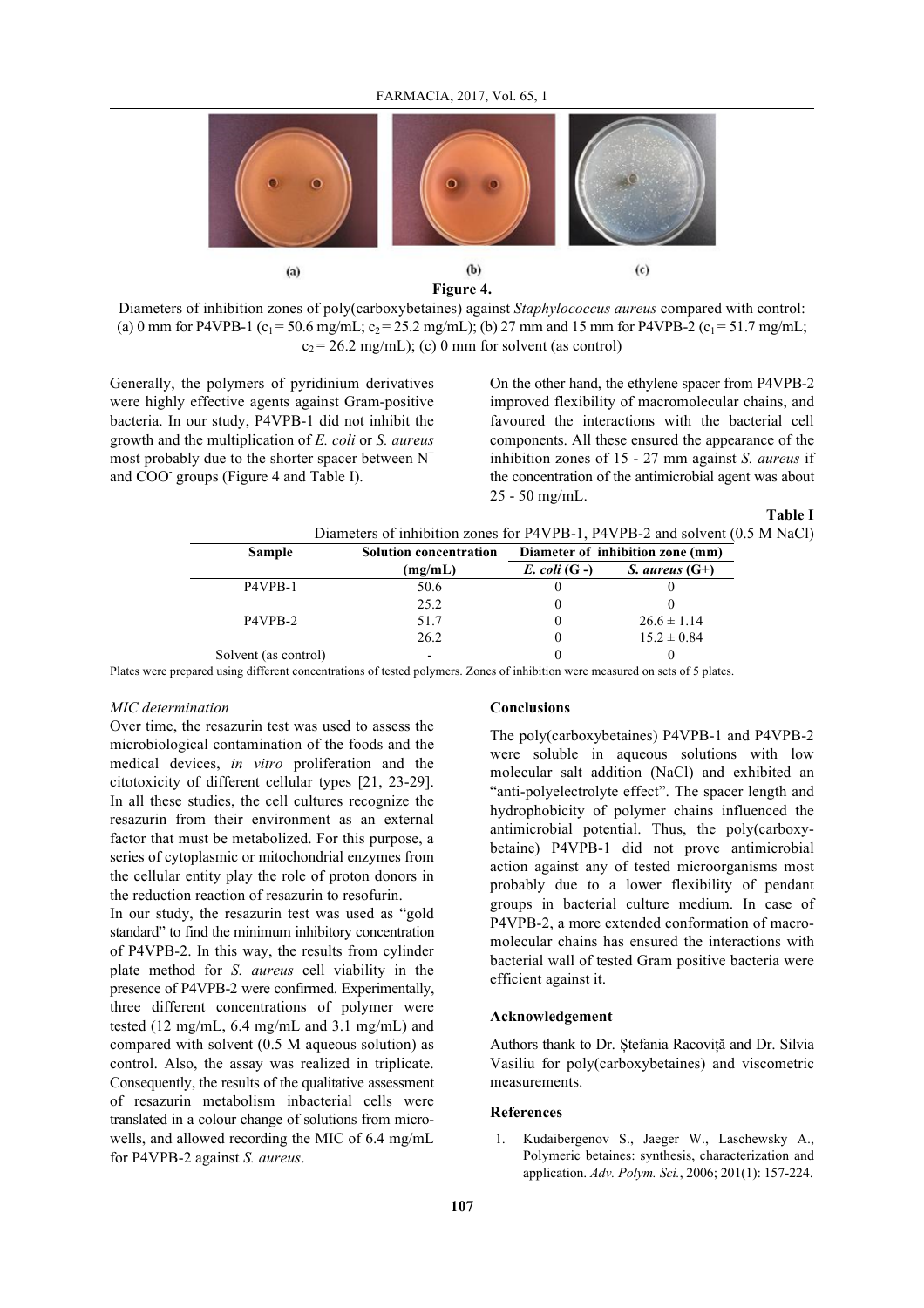(a) (b) (c)

**Figure 4.**

Diameters of inhibition zones of poly(carboxybetaines) against *Staphylococcus aureus* compared with control: (a) 0 mm for P4VPB-1 ($c_1$ = 50.6 mg/mL; $c_2$ = 25.2 mg/mL); (b) 27 mm and 15 mm for P4VPB-2 ($c_1$ = 51.7 mg/mL; $c_2$ = 26.2 mg/mL); (c) 0 mm for solvent (as control)

Generally, the polymers of pyridinium derivatives were highly effective agents against Gram-positive bacteria. In our study, P4VPB-1 did not inhibit the growth and the multiplication of *E. coli* or *S. aureus* most probably due to the shorter spacer between $N^+$ and $COO^-$ groups (Figure 4 and Table I).

On the other hand, the ethylene spacer from P4VPB-2 improved flexibility of macromolecular chains, and favoured the interactions with the bacterial cell components. All these ensured the appearance of the inhibition zones of 15 - 27 mm against *S. aureus* if the concentration of the antimicrobial agent was about 25 - 50 mg/mL.

**Table I**

Diameters of inhibition zones for P4VPB-1, P4VPB-2 and solvent (0.5 M NaCl)

| Sample | Solution concentration (mg/mL) | Diameter of inhibition zone (mm) | |
|---|---|---|---|
| | | *E. coli* (G -) | *S. aureus* (G+) |
| P4VPB-1 | 50.6 | 0 | 0 |
| | 25.2 | 0 | 0 |
| P4VPB-2 | 51.7 | 0 | 26.6 ± 1.14 |
| | 26.2 | 0 | 15.2 ± 0.84 |
| Solvent (as control) | - | 0 | 0 |

Plates were prepared using different concentrations of tested polymers. Zones of inhibition were measured on sets of 5 plates.

*MIC determination*

Over time, the resazurin test was used to assess the microbiological contamination of the foods and the medical devices, *in vitro* proliferation and the citotoxicity of different cellular types [21, 23-29]. In all these studies, the cell cultures recognize the resazurin from their environment as an external factor that must be metabolized. For this purpose, a series of cytoplasmic or mitochondrial enzymes from the cellular entity play the role of proton donors in the reduction reaction of resazurin to resofurin.

In our study, the resazurin test was used as "gold standard" to find the minimum inhibitory concentration of P4VPB-2. In this way, the results from cylinder plate method for *S. aureus* cell viability in the presence of P4VPB-2 were confirmed. Experimentally, three different concentrations of polymer were tested (12 mg/mL, 6.4 mg/mL and 3.1 mg/mL) and compared with solvent (0.5 M aqueous solution) as control. Also, the assay was realized in triplicate. Consequently, the results of the qualitative assessment of resazurin metabolism inbacterial cells were translated in a colour change of solutions from micro-wells, and allowed recording the MIC of 6.4 mg/mL for P4VPB-2 against *S. aureus*.

## Conclusions

The poly(carboxybetaines) P4VPB-1 and P4VPB-2 were soluble in aqueous solutions with low molecular salt addition (NaCl) and exhibited an "anti-polyelectrolyte effect". The spacer length and hydrophobicity of polymer chains influenced the antimicrobial potential. Thus, the poly(carboxy-betaine) P4VPB-1 did not prove antimicrobial action against any of tested microorganisms most probably due to a lower flexibility of pendant groups in bacterial culture medium. In case of P4VPB-2, a more extended conformation of macro-molecular chains has ensured the interactions with bacterial wall of tested Gram positive bacteria were efficient against it.

## Acknowledgement

Authors thank to Dr. Ștefania Racoviță and Dr. Silvia Vasiliu for poly(carboxybetaines) and viscometric measurements.

## References

1. Kudaibergenov S., Jaeger W., Laschewsky A., Polymeric betaines: synthesis, characterization and application. *Adv. Polym. Sci.*, 2006; 201(1): 157-224.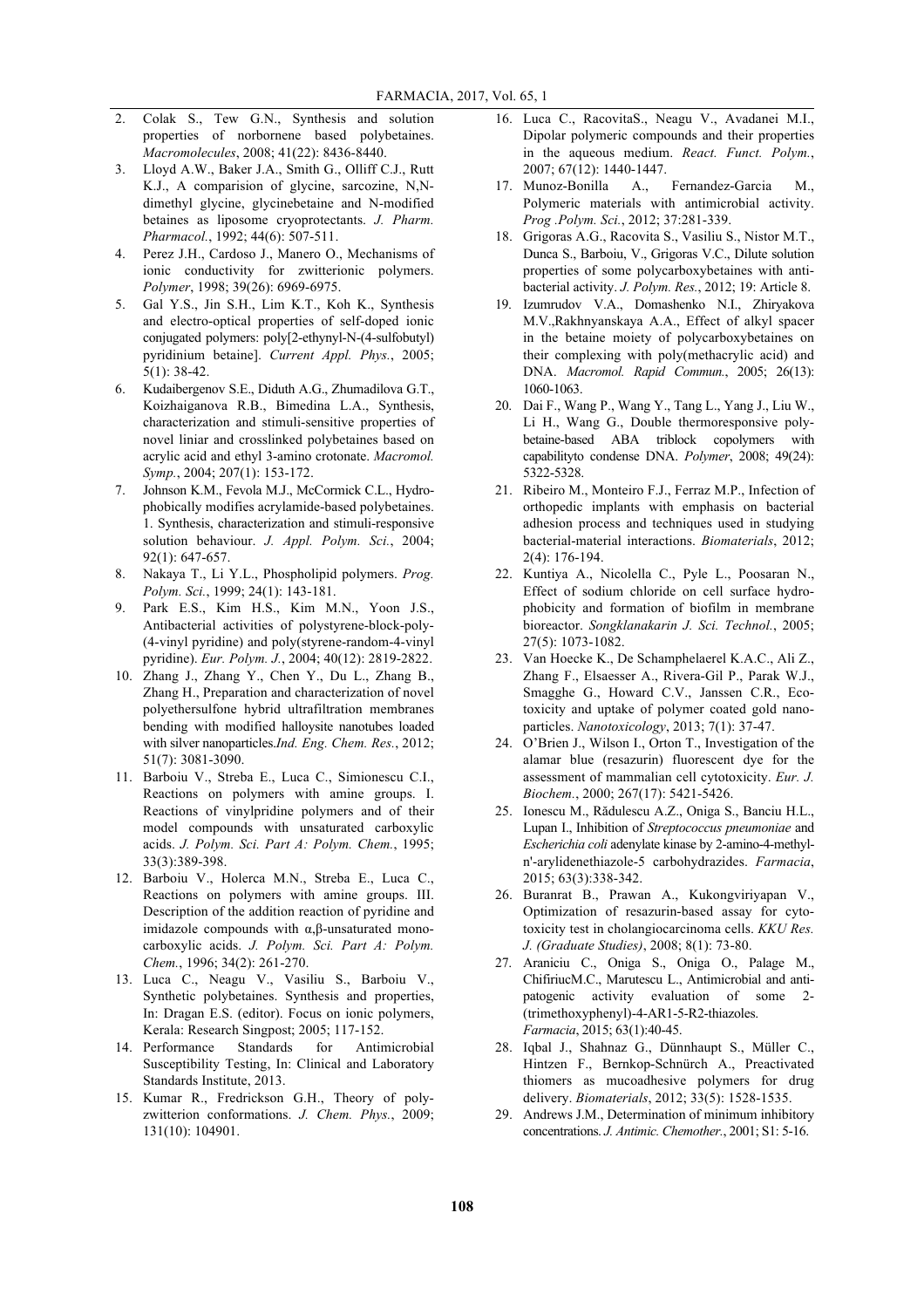2. Colak S., Tew G.N., Synthesis and solution properties of norbornene based polybetaines. *Macromolecules*, 2008; 41(22): 8436-8440.
3. Lloyd A.W., Baker J.A., Smith G., Olliff C.J., Rutt K.J., A comparision of glycine, sarcozine, N,N-dimethyl glycine, glycinebetaine and N-modified betaines as liposome cryoprotectants. *J. Pharm. Pharmacol.*, 1992; 44(6): 507-511.
4. Perez J.H., Cardoso J., Manero O., Mechanisms of ionic conductivity for zwitterionic polymers. *Polymer*, 1998; 39(26): 6969-6975.
5. Gal Y.S., Jin S.H., Lim K.T., Koh K., Synthesis and electro-optical properties of self-doped ionic conjugated polymers: poly[2-ethynyl-N-(4-sulfobutyl) pyridinium betaine]. *Current Appl. Phys.*, 2005; 5(1): 38-42.
6. Kudaibergenov S.E., Diduth A.G., Zhumadilova G.T., Koizhaiganova R.B., Bimedina L.A., Synthesis, characterization and stimuli-sensitive properties of novel liniar and crosslinked polybetaines based on acrylic acid and ethyl 3-amino crotonate. *Macromol. Symp.*, 2004; 207(1): 153-172.
7. Johnson K.M., Fevola M.J., McCormick C.L., Hydrophobically modifies acrylamide-based polybetaines. 1. Synthesis, characterization and stimuli-responsive solution behaviour. *J. Appl. Polym. Sci.*, 2004; 92(1): 647-657.
8. Nakaya T., Li Y.L., Phospholipid polymers. *Prog. Polym. Sci.*, 1999; 24(1): 143-181.
9. Park E.S., Kim H.S., Kim M.N., Yoon J.S., Antibacterial activities of polystyrene-block-poly-(4-vinyl pyridine) and poly(styrene-random-4-vinyl pyridine). *Eur. Polym. J.*, 2004; 40(12): 2819-2822.
10. Zhang J., Zhang Y., Chen Y., Du L., Zhang B., Zhang H., Preparation and characterization of novel polyethersulfone hybrid ultrafiltration membranes bending with modified halloysite nanotubes loaded with silver nanoparticles.*Ind. Eng. Chem. Res.*, 2012; 51(7): 3081-3090.
11. Barboiu V., Streba E., Luca C., Simionescu C.I., Reactions on polymers with amine groups. I. Reactions of vinylpridine polymers and of their model compounds with unsaturated carboxylic acids. *J. Polym. Sci. Part A: Polym. Chem.*, 1995; 33(3):389-398.
12. Barboiu V., Holerca M.N., Streba E., Luca C., Reactions on polymers with amine groups. III. Description of the addition reaction of pyridine and imidazole compounds with α,β-unsaturated monocarboxylic acids. *J. Polym. Sci. Part A: Polym. Chem.*, 1996; 34(2): 261-270.
13. Luca C., Neagu V., Vasiliu S., Barboiu V., Synthetic polybetaines. Synthesis and properties, In: Dragan E.S. (editor). Focus on ionic polymers, Kerala: Research Singpost; 2005; 117-152.
14. Performance Standards for Antimicrobial Susceptibility Testing, In: Clinical and Laboratory Standards Institute, 2013.
15. Kumar R., Fredrickson G.H., Theory of polyzwitterion conformations. *J. Chem. Phys.*, 2009; 131(10): 104901.
16. Luca C., RacovitaS., Neagu V., Avadanei M.I., Dipolar polymeric compounds and their properties in the aqueous medium. *React. Funct. Polym.*, 2007; 67(12): 1440-1447.
17. Munoz-Bonilla A., Fernandez-Garcia M., Polymeric materials with antimicrobial activity. *Prog .Polym. Sci.*, 2012; 37:281-339.
18. Grigoras A.G., Racovita S., Vasiliu S., Nistor M.T., Dunca S., Barboiu, V., Grigoras V.C., Dilute solution properties of some polycarboxybetaines with antibacterial activity. *J. Polym. Res.*, 2012; 19: Article 8.
19. Izumrudov V.A., Domashenko N.I., Zhiryakova M.V.,Rakhnyanskaya A.A., Effect of alkyl spacer in the betaine moiety of polycarboxybetaines on their complexing with poly(methacrylic acid) and DNA. *Macromol. Rapid Commun.*, 2005; 26(13): 1060-1063.
20. Dai F., Wang P., Wang Y., Tang L., Yang J., Liu W., Li H., Wang G., Double thermoresponsive polybetaine-based ABA triblock copolymers with capabilityto condense DNA. *Polymer*, 2008; 49(24): 5322-5328.
21. Ribeiro M., Monteiro F.J., Ferraz M.P., Infection of orthopedic implants with emphasis on bacterial adhesion process and techniques used in studying bacterial-material interactions. *Biomaterials*, 2012; 2(4): 176-194.
22. Kuntiya A., Nicolella C., Pyle L., Poosaran N., Effect of sodium chloride on cell surface hydrophobicity and formation of biofilm in membrane bioreactor. *Songklanakarin J. Sci. Technol.*, 2005; 27(5): 1073-1082.
23. Van Hoecke K., De Schamphelaerel K.A.C., Ali Z., Zhang F., Elsaesser A., Rivera-Gil P., Parak W.J., Smagghe G., Howard C.V., Janssen C.R., Ecotoxicity and uptake of polymer coated gold nanoparticles. *Nanotoxicology*, 2013; 7(1): 37-47.
24. O'Brien J., Wilson I., Orton T., Investigation of the alamar blue (resazurin) fluorescent dye for the assessment of mammalian cell cytotoxicity. *Eur. J. Biochem.*, 2000; 267(17): 5421-5426.
25. Ionescu M., Rădulescu A.Z., Oniga S., Banciu H.L., Lupan I., Inhibition of *Streptococcus pneumoniae* and *Escherichia coli* adenylate kinase by 2-amino-4-methyl-n'-arylidenethiazole-5 carbohydrazides. *Farmacia*, 2015; 63(3):338-342.
26. Buranrat B., Prawan A., Kukongviriyapan V., Optimization of resazurin-based assay for cytotoxicity test in cholangiocarcinoma cells. *KKU Res. J. (Graduate Studies)*, 2008; 8(1): 73-80.
27. Araniciu C., Oniga S., Oniga O., Palage M., ChifiriucM.C., Marutescu L., Antimicrobial and antipatogenic activity evaluation of some 2-(trimethoxyphenyl)-4-AR1-5-R2-thiazoles. *Farmacia*, 2015; 63(1):40-45.
28. Iqbal J., Shahnaz G., Dünnhaupt S., Müller C., Hintzen F., Bernkop-Schnürch A., Preactivated thiomers as mucoadhesive polymers for drug delivery. *Biomaterials*, 2012; 33(5): 1528-1535.
29. Andrews J.M., Determination of minimum inhibitory concentrations. *J. Antimic. Chemother.*, 2001; S1: 5-16.